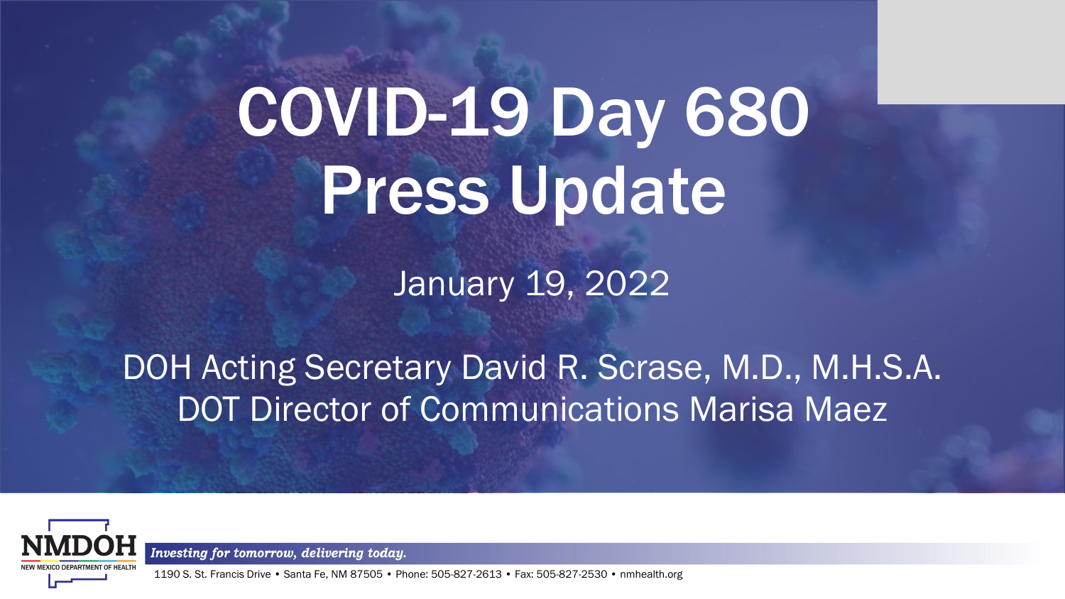# COVID-19 Day 680 Press Update

January 19, 2022

DOH Acting Secretary David R. Scrase, M.D., M.H.S.A.
DOT Director of Communications Marisa Maez

NMDOH
NEW MEXICO DEPARTMENT OF HEALTH

*Investing for tomorrow, delivering today.*

1190 S. St. Francis Drive • Santa Fe, NM 87505 • Phone: 505-827-2613 • Fax: 505-827-2530 • nmhealth.org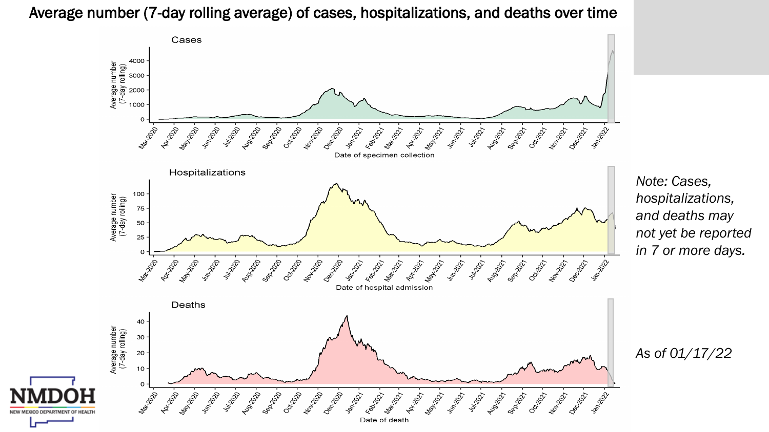# Average number (7-day rolling average) of cases, hospitalizations, and deaths over time

*Note: Cases, hospitalizations, and deaths may not yet be reported in 7 or more days.*

*As of 01/17/22*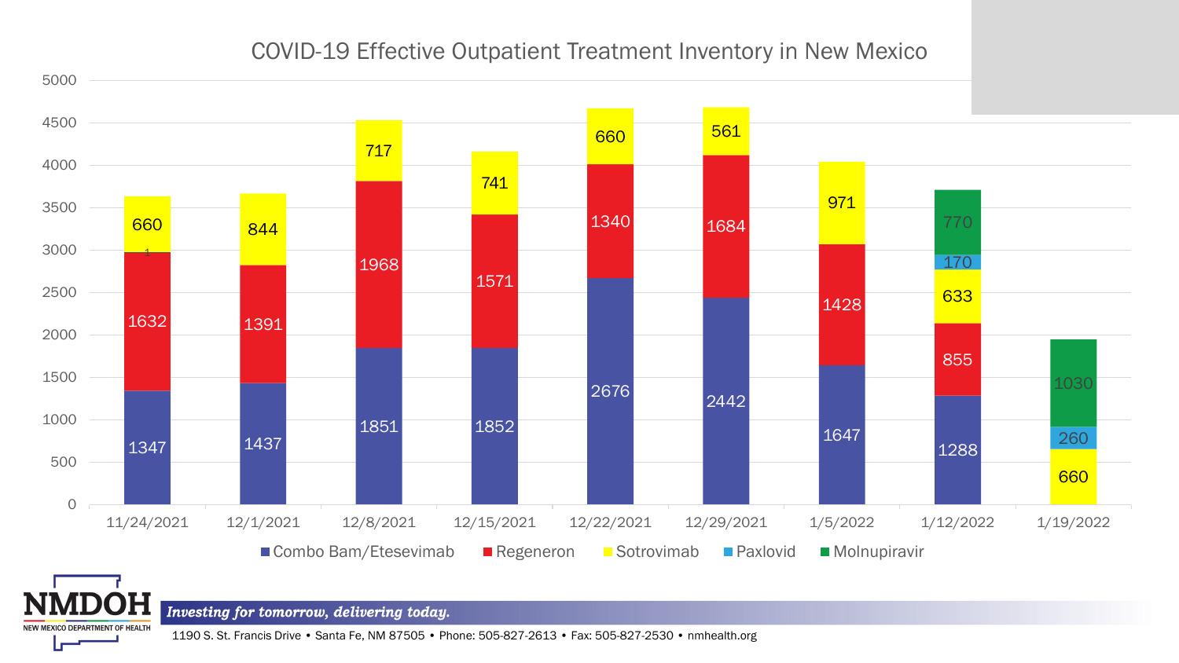## COVID-19 Effective Outpatient Treatment Inventory in New Mexico

| Date | Combo Bam/Etesevimab | Regeneron | Sotrovimab | Paxlovid | Molnupiravir |
|---|---|---|---|---|---|
| 11/24/2021 | 1347 | 1632 | 660 | | |
| 12/1/2021 | 1437 | 1391 | 844 | | |
| 12/8/2021 | 1851 | 1968 | 717 | | |
| 12/15/2021 | 1852 | 1571 | 741 | | |
| 12/22/2021 | 2676 | 1340 | 660 | | |
| 12/29/2021 | 2442 | 1684 | 561 | | |
| 1/5/2022 | 1647 | 1428 | 971 | | |
| 1/12/2022 | 1288 | 855 | 633 | 170 | 770 |
| 1/19/2022 | | | 660 | 260 | 1030 |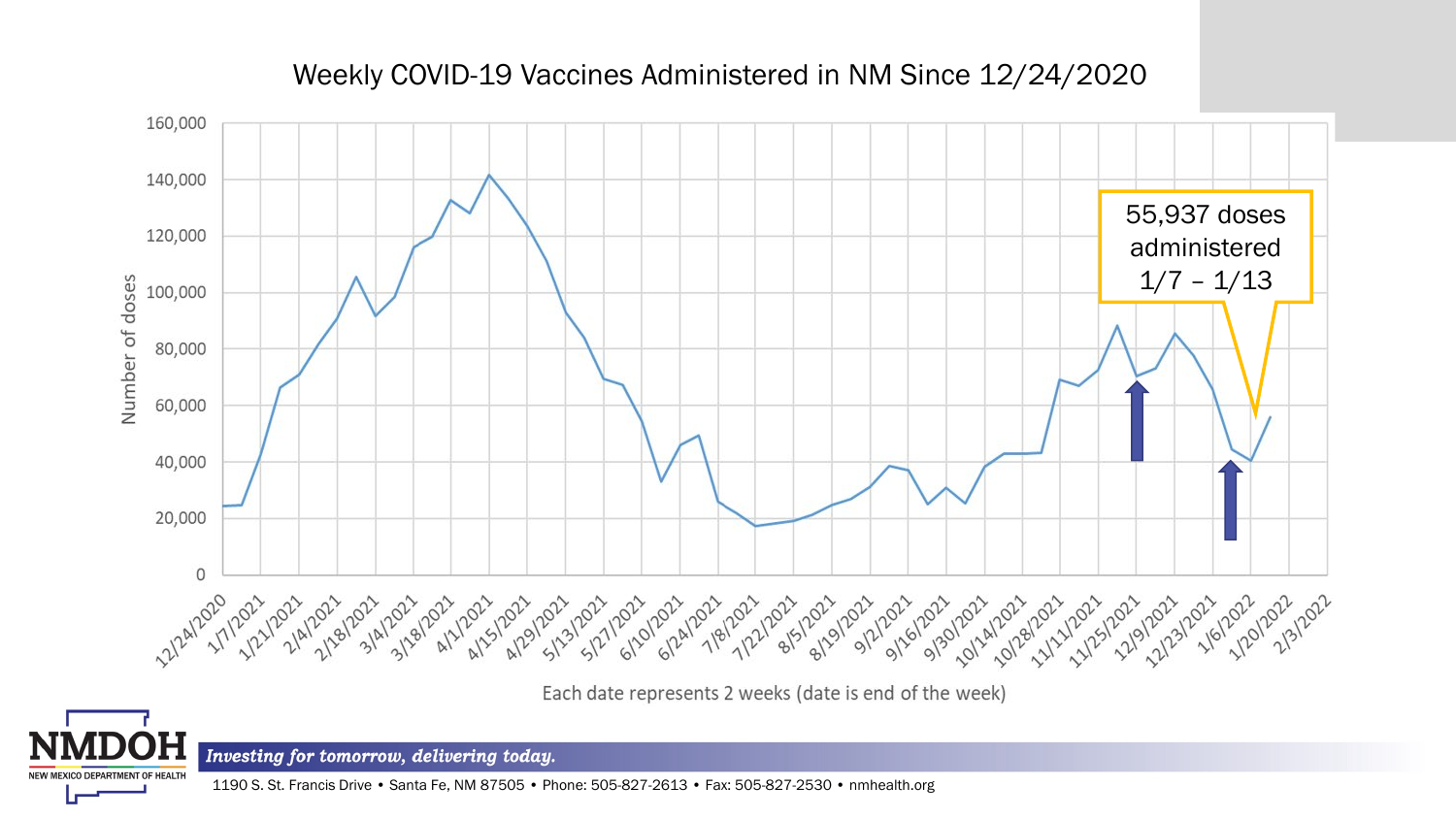# Weekly COVID-19 Vaccines Administered in NM Since 12/24/2020

Number of doses

55,937 doses administered 1/7 – 1/13

Each date represents 2 weeks (date is end of the week)

*Investing for tomorrow, delivering today.*

1190 S. St. Francis Drive • Santa Fe, NM 87505 • Phone: 505-827-2613 • Fax: 505-827-2530 • nmhealth.org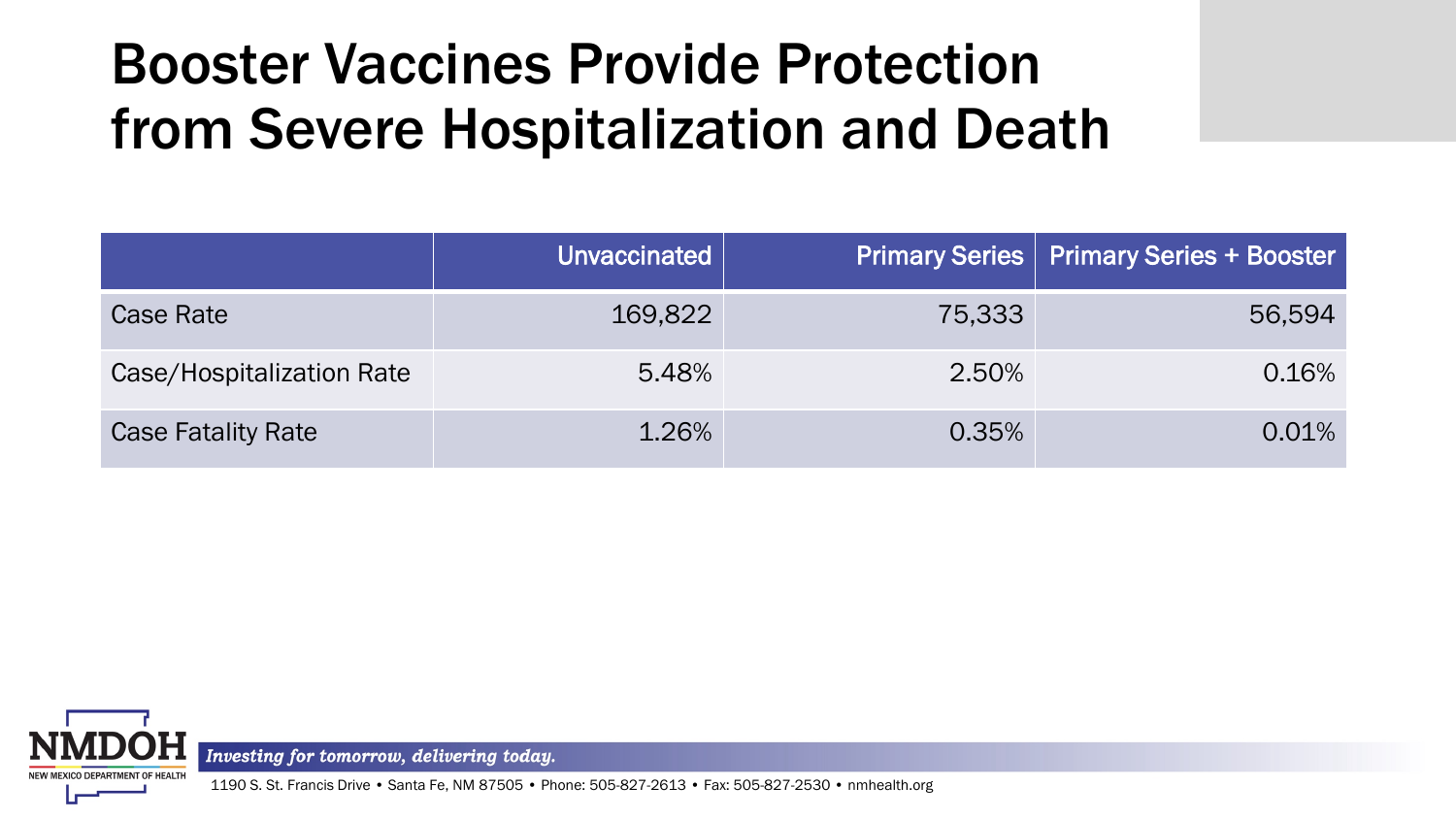# Booster Vaccines Provide Protection from Severe Hospitalization and Death

| | Unvaccinated | Primary Series | Primary Series + Booster |
|---|---|---|---|
| Case Rate | 169,822 | 75,333 | 56,594 |
| Case/Hospitalization Rate | 5.48% | 2.50% | 0.16% |
| Case Fatality Rate | 1.26% | 0.35% | 0.01% |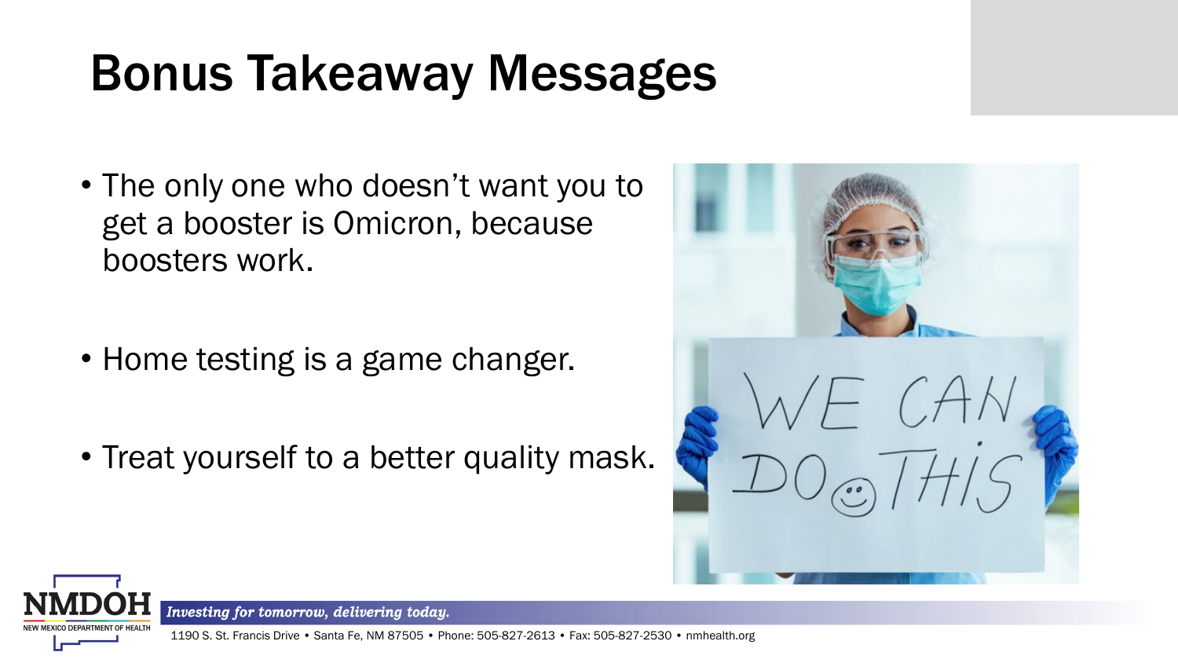# Bonus Takeaway Messages

- The only one who doesn't want you to get a booster is Omicron, because boosters work.
- Home testing is a game changer.
- Treat yourself to a better quality mask.